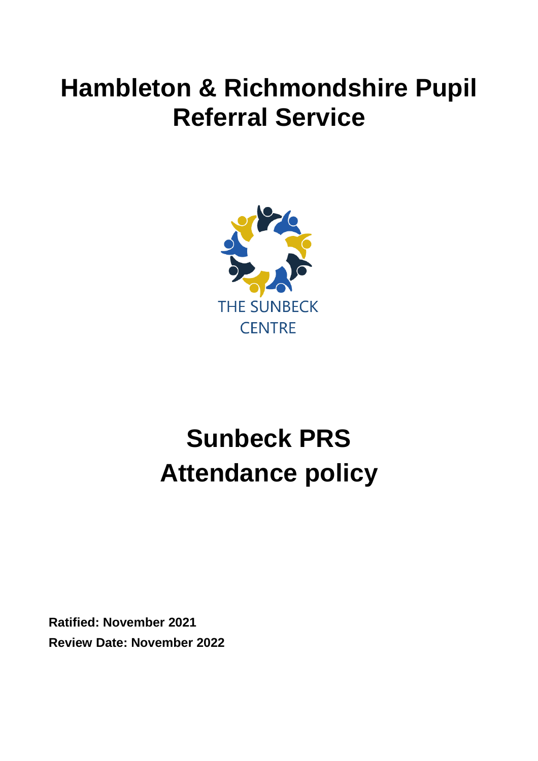# Hambleton & Richmondshire Pupil Referral Service

THE SUNBECK CENTRE

# Sunbeck PRS Attendance policy

**Ratified: November 2021**

**Review Date: November 2022**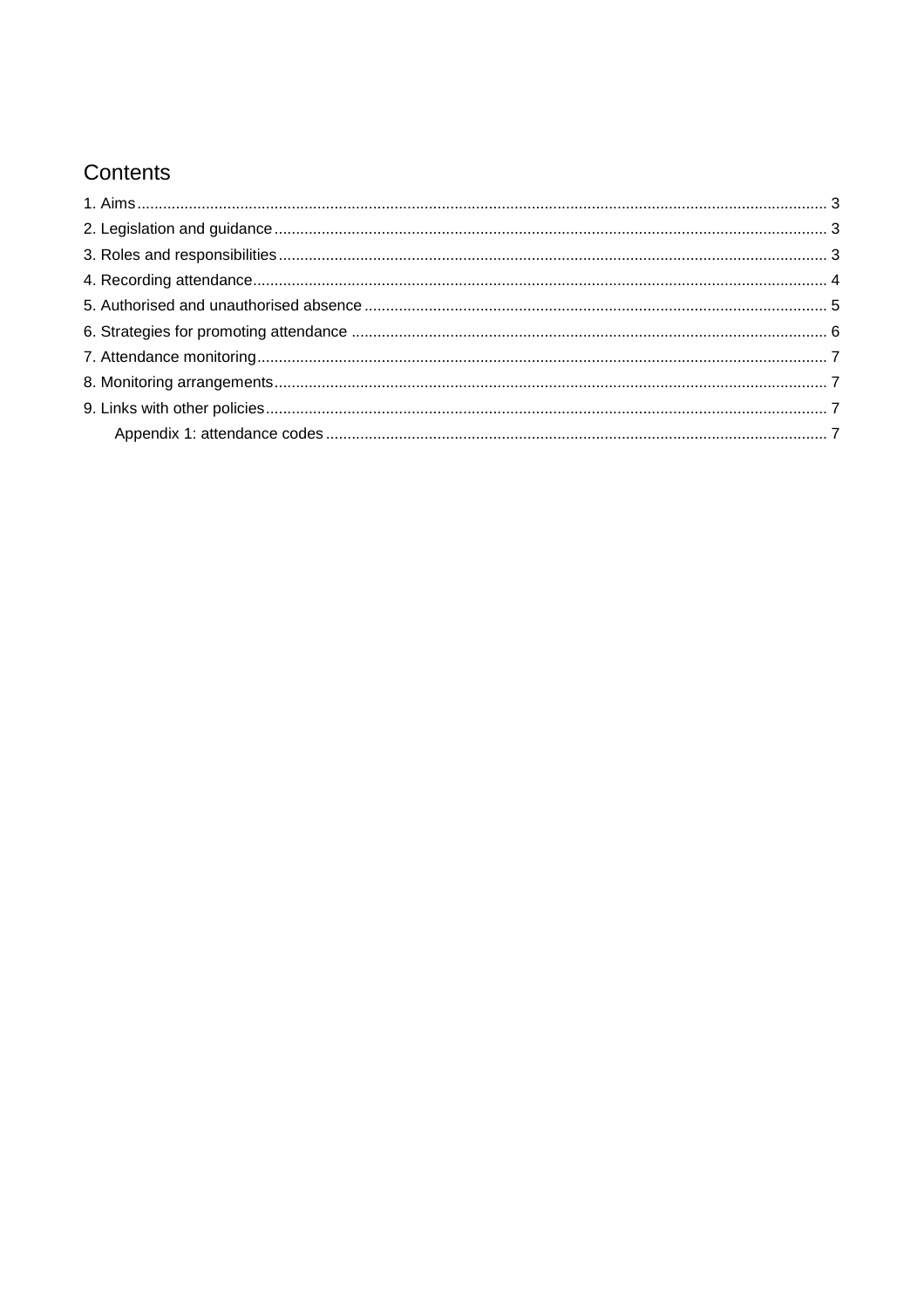# Contents

1. Aims ........................................................................................................................................................ 3
2. Legislation and guidance .......................................................................................................................... 3
3. Roles and responsibilities ......................................................................................................................... 3
4. Recording attendance ............................................................................................................................... 4
5. Authorised and unauthorised absence ...................................................................................................... 5
6. Strategies for promoting attendance ......................................................................................................... 6
7. Attendance monitoring ............................................................................................................................... 7
8. Monitoring arrangements ........................................................................................................................... 7
9. Links with other policies ............................................................................................................................. 7
   Appendix 1: attendance codes ................................................................................................................... 7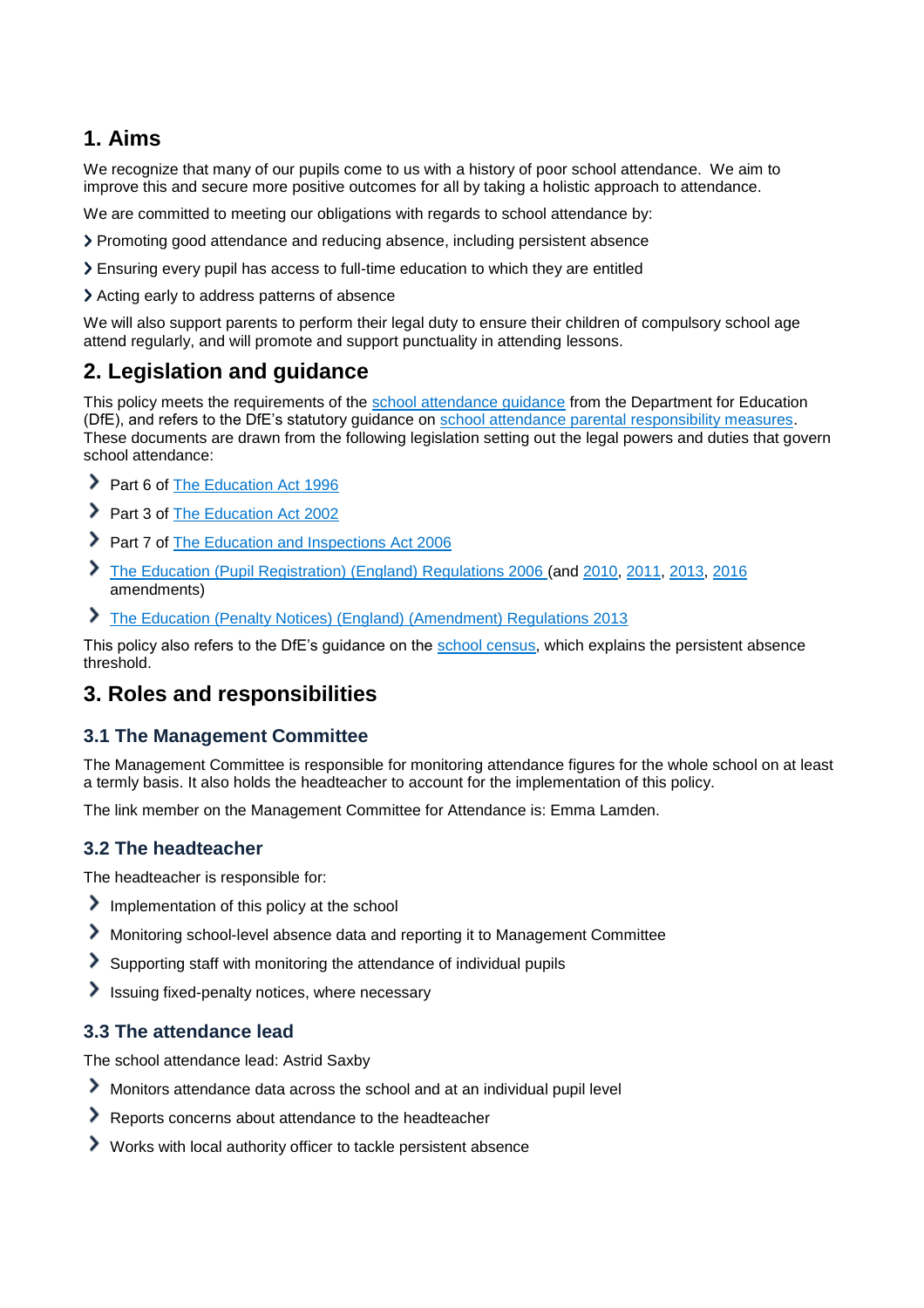## 1. Aims

We recognize that many of our pupils come to us with a history of poor school attendance. We aim to improve this and secure more positive outcomes for all by taking a holistic approach to attendance.

We are committed to meeting our obligations with regards to school attendance by:

- Promoting good attendance and reducing absence, including persistent absence
- Ensuring every pupil has access to full-time education to which they are entitled
- Acting early to address patterns of absence

We will also support parents to perform their legal duty to ensure their children of compulsory school age attend regularly, and will promote and support punctuality in attending lessons.

## 2. Legislation and guidance

This policy meets the requirements of the school attendance guidance from the Department for Education (DfE), and refers to the DfE's statutory guidance on school attendance parental responsibility measures. These documents are drawn from the following legislation setting out the legal powers and duties that govern school attendance:

- Part 6 of The Education Act 1996
- Part 3 of The Education Act 2002
- Part 7 of The Education and Inspections Act 2006
- The Education (Pupil Registration) (England) Regulations 2006 (and 2010, 2011, 2013, 2016 amendments)
- The Education (Penalty Notices) (England) (Amendment) Regulations 2013

This policy also refers to the DfE's guidance on the school census, which explains the persistent absence threshold.

## 3. Roles and responsibilities

### 3.1 The Management Committee

The Management Committee is responsible for monitoring attendance figures for the whole school on at least a termly basis. It also holds the headteacher to account for the implementation of this policy.

The link member on the Management Committee for Attendance is: Emma Lamden.

### 3.2 The headteacher

The headteacher is responsible for:

- Implementation of this policy at the school
- Monitoring school-level absence data and reporting it to Management Committee
- Supporting staff with monitoring the attendance of individual pupils
- Issuing fixed-penalty notices, where necessary

### 3.3 The attendance lead

The school attendance lead: Astrid Saxby

- Monitors attendance data across the school and at an individual pupil level
- Reports concerns about attendance to the headteacher
- Works with local authority officer to tackle persistent absence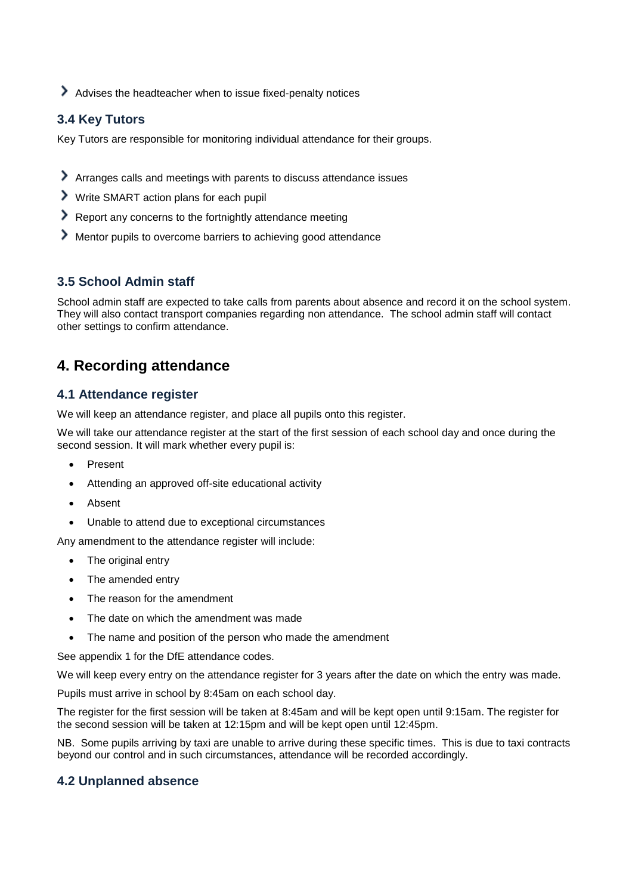- Advises the headteacher when to issue fixed-penalty notices

### 3.4 Key Tutors

Key Tutors are responsible for monitoring individual attendance for their groups.

- Arranges calls and meetings with parents to discuss attendance issues
- Write SMART action plans for each pupil
- Report any concerns to the fortnightly attendance meeting
- Mentor pupils to overcome barriers to achieving good attendance

### 3.5 School Admin staff

School admin staff are expected to take calls from parents about absence and record it on the school system. They will also contact transport companies regarding non attendance. The school admin staff will contact other settings to confirm attendance.

## 4. Recording attendance

### 4.1 Attendance register

We will keep an attendance register, and place all pupils onto this register.

We will take our attendance register at the start of the first session of each school day and once during the second session. It will mark whether every pupil is:

- Present
- Attending an approved off-site educational activity
- Absent
- Unable to attend due to exceptional circumstances

Any amendment to the attendance register will include:

- The original entry
- The amended entry
- The reason for the amendment
- The date on which the amendment was made
- The name and position of the person who made the amendment

See appendix 1 for the DfE attendance codes.

We will keep every entry on the attendance register for 3 years after the date on which the entry was made.

Pupils must arrive in school by 8:45am on each school day.

The register for the first session will be taken at 8:45am and will be kept open until 9:15am. The register for the second session will be taken at 12:15pm and will be kept open until 12:45pm.

NB. Some pupils arriving by taxi are unable to arrive during these specific times. This is due to taxi contracts beyond our control and in such circumstances, attendance will be recorded accordingly.

### 4.2 Unplanned absence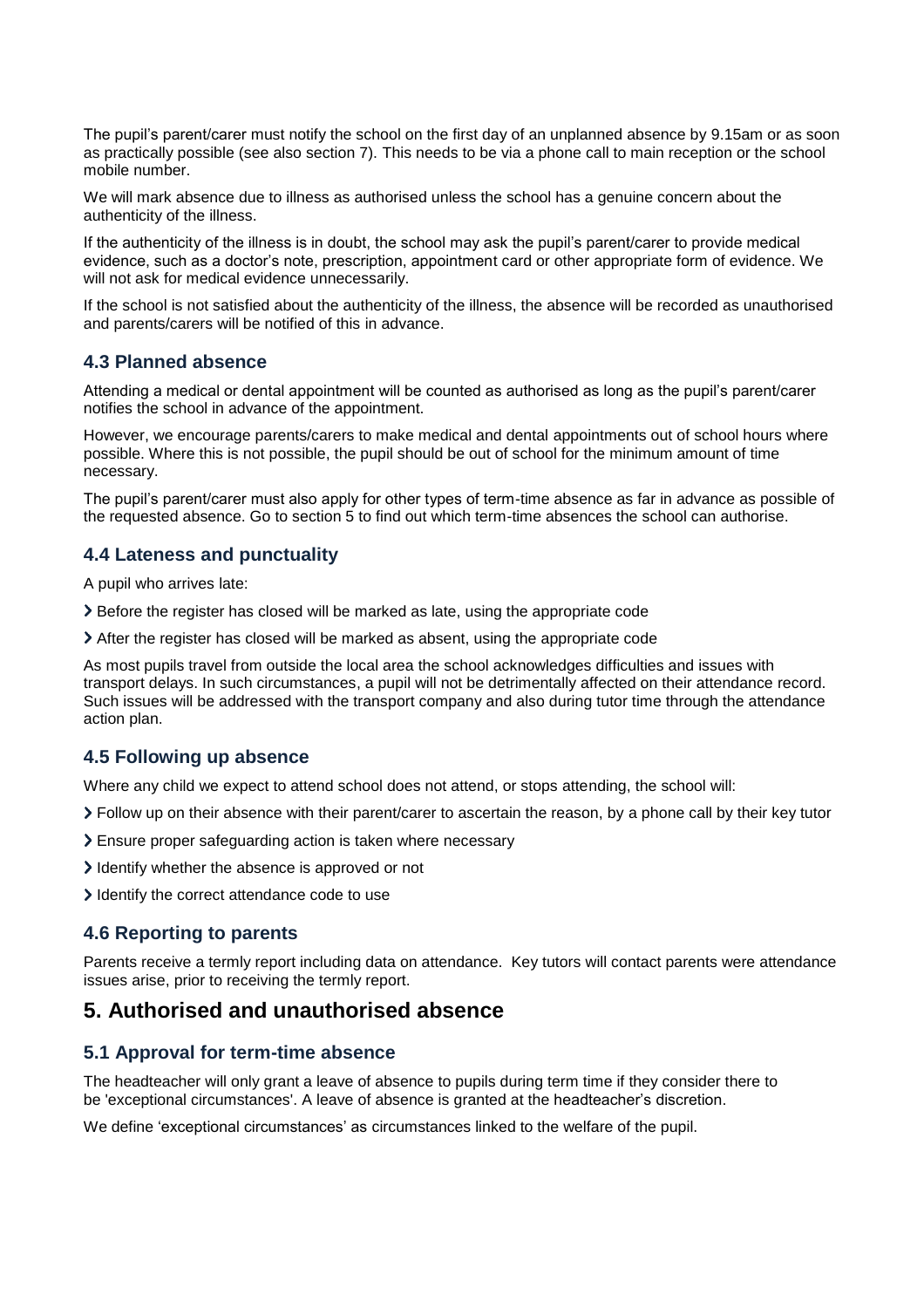The pupil's parent/carer must notify the school on the first day of an unplanned absence by 9.15am or as soon as practically possible (see also section 7). This needs to be via a phone call to main reception or the school mobile number.

We will mark absence due to illness as authorised unless the school has a genuine concern about the authenticity of the illness.

If the authenticity of the illness is in doubt, the school may ask the pupil's parent/carer to provide medical evidence, such as a doctor's note, prescription, appointment card or other appropriate form of evidence. We will not ask for medical evidence unnecessarily.

If the school is not satisfied about the authenticity of the illness, the absence will be recorded as unauthorised and parents/carers will be notified of this in advance.

### 4.3 Planned absence

Attending a medical or dental appointment will be counted as authorised as long as the pupil's parent/carer notifies the school in advance of the appointment.

However, we encourage parents/carers to make medical and dental appointments out of school hours where possible. Where this is not possible, the pupil should be out of school for the minimum amount of time necessary.

The pupil's parent/carer must also apply for other types of term-time absence as far in advance as possible of the requested absence. Go to section 5 to find out which term-time absences the school can authorise.

### 4.4 Lateness and punctuality

A pupil who arrives late:

- Before the register has closed will be marked as late, using the appropriate code
- After the register has closed will be marked as absent, using the appropriate code

As most pupils travel from outside the local area the school acknowledges difficulties and issues with transport delays. In such circumstances, a pupil will not be detrimentally affected on their attendance record. Such issues will be addressed with the transport company and also during tutor time through the attendance action plan.

### 4.5 Following up absence

Where any child we expect to attend school does not attend, or stops attending, the school will:

- Follow up on their absence with their parent/carer to ascertain the reason, by a phone call by their key tutor
- Ensure proper safeguarding action is taken where necessary
- Identify whether the absence is approved or not
- Identify the correct attendance code to use

### 4.6 Reporting to parents

Parents receive a termly report including data on attendance. Key tutors will contact parents were attendance issues arise, prior to receiving the termly report.

## 5. Authorised and unauthorised absence

### 5.1 Approval for term-time absence

The headteacher will only grant a leave of absence to pupils during term time if they consider there to be 'exceptional circumstances'. A leave of absence is granted at the headteacher's discretion.

We define 'exceptional circumstances' as circumstances linked to the welfare of the pupil.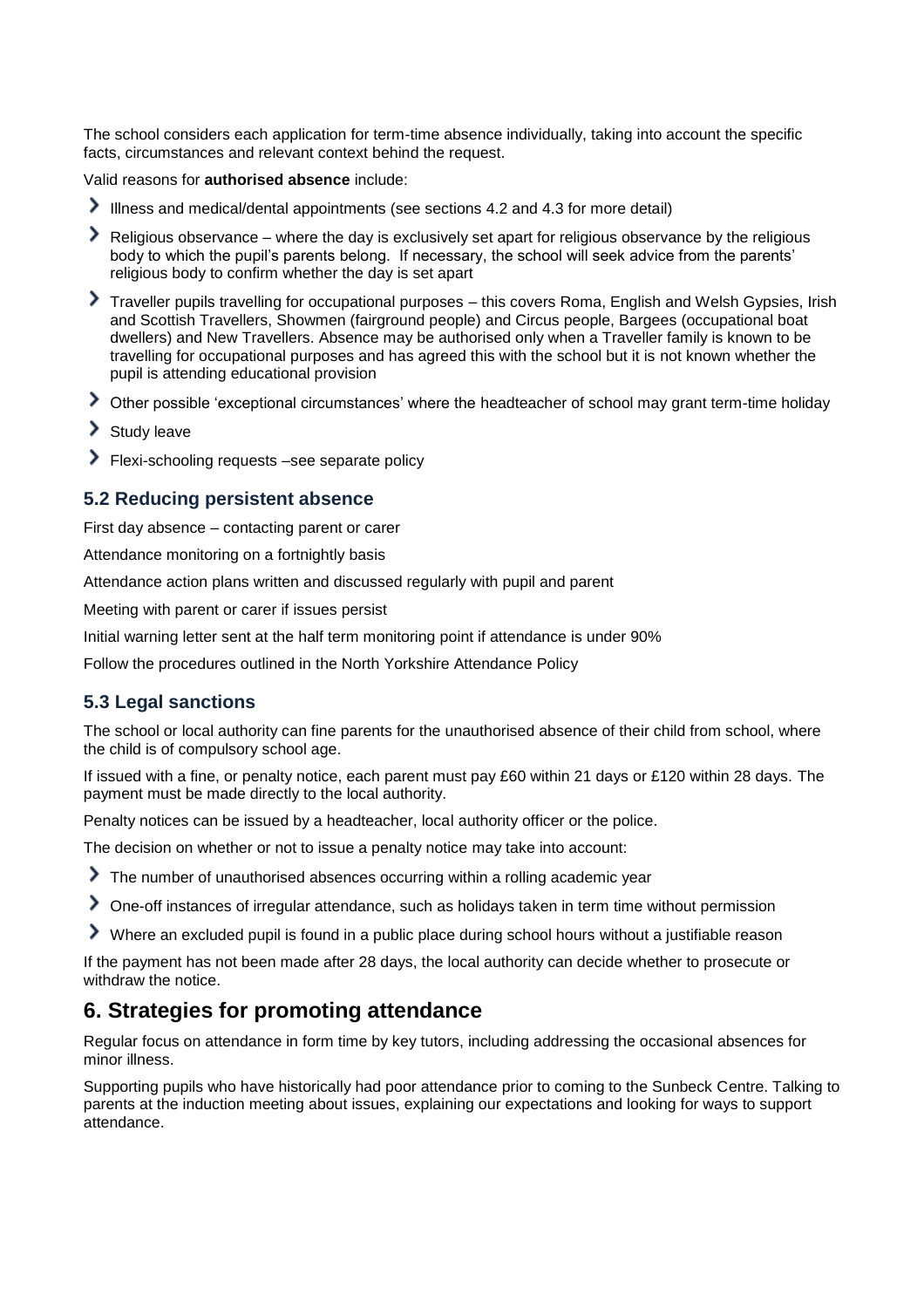The school considers each application for term-time absence individually, taking into account the specific facts, circumstances and relevant context behind the request.

Valid reasons for **authorised absence** include:

- Illness and medical/dental appointments (see sections 4.2 and 4.3 for more detail)
- Religious observance – where the day is exclusively set apart for religious observance by the religious body to which the pupil's parents belong. If necessary, the school will seek advice from the parents' religious body to confirm whether the day is set apart
- Traveller pupils travelling for occupational purposes – this covers Roma, English and Welsh Gypsies, Irish and Scottish Travellers, Showmen (fairground people) and Circus people, Bargees (occupational boat dwellers) and New Travellers. Absence may be authorised only when a Traveller family is known to be travelling for occupational purposes and has agreed this with the school but it is not known whether the pupil is attending educational provision
- Other possible 'exceptional circumstances' where the headteacher of school may grant term-time holiday
- Study leave
- Flexi-schooling requests –see separate policy

### 5.2 Reducing persistent absence

First day absence – contacting parent or carer

Attendance monitoring on a fortnightly basis

Attendance action plans written and discussed regularly with pupil and parent

Meeting with parent or carer if issues persist

Initial warning letter sent at the half term monitoring point if attendance is under 90%

Follow the procedures outlined in the North Yorkshire Attendance Policy

### 5.3 Legal sanctions

The school or local authority can fine parents for the unauthorised absence of their child from school, where the child is of compulsory school age.

If issued with a fine, or penalty notice, each parent must pay £60 within 21 days or £120 within 28 days. The payment must be made directly to the local authority.

Penalty notices can be issued by a headteacher, local authority officer or the police.

The decision on whether or not to issue a penalty notice may take into account:

- The number of unauthorised absences occurring within a rolling academic year
- One-off instances of irregular attendance, such as holidays taken in term time without permission
- Where an excluded pupil is found in a public place during school hours without a justifiable reason

If the payment has not been made after 28 days, the local authority can decide whether to prosecute or withdraw the notice.

## 6. Strategies for promoting attendance

Regular focus on attendance in form time by key tutors, including addressing the occasional absences for minor illness.

Supporting pupils who have historically had poor attendance prior to coming to the Sunbeck Centre. Talking to parents at the induction meeting about issues, explaining our expectations and looking for ways to support attendance.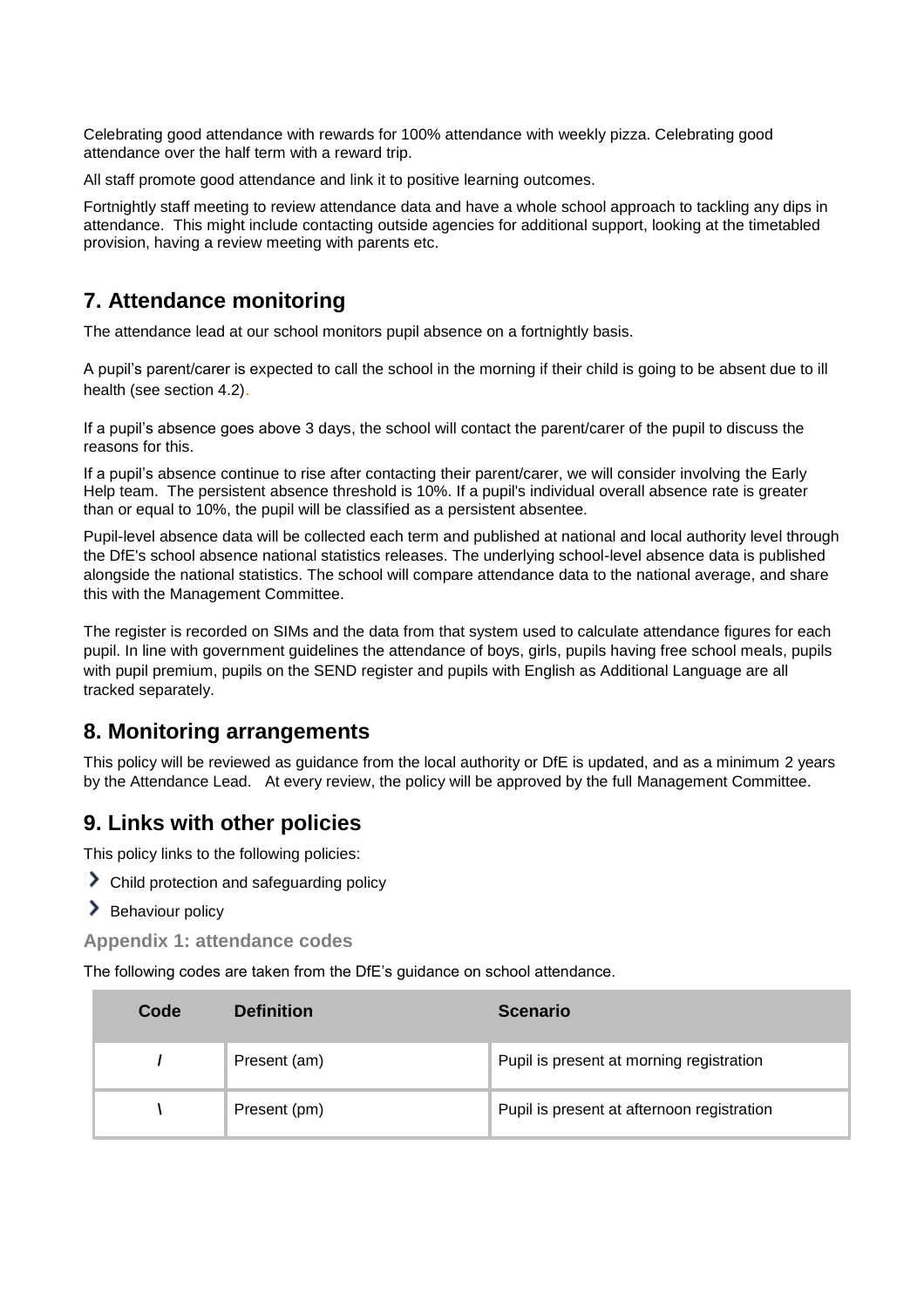Celebrating good attendance with rewards for 100% attendance with weekly pizza. Celebrating good attendance over the half term with a reward trip.

All staff promote good attendance and link it to positive learning outcomes.

Fortnightly staff meeting to review attendance data and have a whole school approach to tackling any dips in attendance. This might include contacting outside agencies for additional support, looking at the timetabled provision, having a review meeting with parents etc.

## 7. Attendance monitoring

The attendance lead at our school monitors pupil absence on a fortnightly basis.

A pupil's parent/carer is expected to call the school in the morning if their child is going to be absent due to ill health (see section 4.2).

If a pupil's absence goes above 3 days, the school will contact the parent/carer of the pupil to discuss the reasons for this.

If a pupil's absence continue to rise after contacting their parent/carer, we will consider involving the Early Help team. The persistent absence threshold is 10%. If a pupil's individual overall absence rate is greater than or equal to 10%, the pupil will be classified as a persistent absentee.

Pupil-level absence data will be collected each term and published at national and local authority level through the DfE's school absence national statistics releases. The underlying school-level absence data is published alongside the national statistics. The school will compare attendance data to the national average, and share this with the Management Committee.

The register is recorded on SIMs and the data from that system used to calculate attendance figures for each pupil. In line with government guidelines the attendance of boys, girls, pupils having free school meals, pupils with pupil premium, pupils on the SEND register and pupils with English as Additional Language are all tracked separately.

## 8. Monitoring arrangements

This policy will be reviewed as guidance from the local authority or DfE is updated, and as a minimum 2 years by the Attendance Lead. At every review, the policy will be approved by the full Management Committee.

## 9. Links with other policies

This policy links to the following policies:

- Child protection and safeguarding policy
- Behaviour policy

### Appendix 1: attendance codes

The following codes are taken from the DfE's guidance on school attendance.

| Code | Definition | Scenario |
|---|---|---|
| **/** | Present (am) | Pupil is present at morning registration |
| **\\** | Present (pm) | Pupil is present at afternoon registration |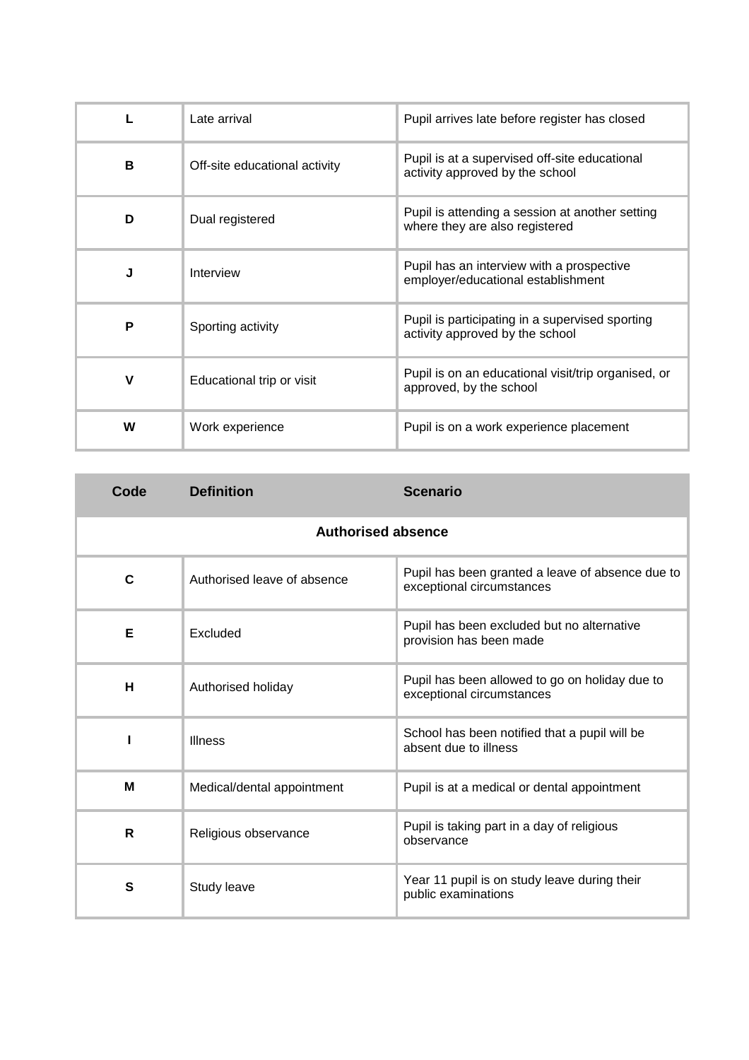| | | |
|---|---|---|
| **L** | Late arrival | Pupil arrives late before register has closed |
| **B** | Off-site educational activity | Pupil is at a supervised off-site educational activity approved by the school |
| **D** | Dual registered | Pupil is attending a session at another setting where they are also registered |
| **J** | Interview | Pupil has an interview with a prospective employer/educational establishment |
| **P** | Sporting activity | Pupil is participating in a supervised sporting activity approved by the school |
| **V** | Educational trip or visit | Pupil is on an educational visit/trip organised, or approved, by the school |
| **W** | Work experience | Pupil is on a work experience placement |

| Code | Definition | Scenario |
|---|---|---|
| **Authorised absence** | | |
| **C** | Authorised leave of absence | Pupil has been granted a leave of absence due to exceptional circumstances |
| **E** | Excluded | Pupil has been excluded but no alternative provision has been made |
| **H** | Authorised holiday | Pupil has been allowed to go on holiday due to exceptional circumstances |
| **I** | Illness | School has been notified that a pupil will be absent due to illness |
| **M** | Medical/dental appointment | Pupil is at a medical or dental appointment |
| **R** | Religious observance | Pupil is taking part in a day of religious observance |
| **S** | Study leave | Year 11 pupil is on study leave during their public examinations |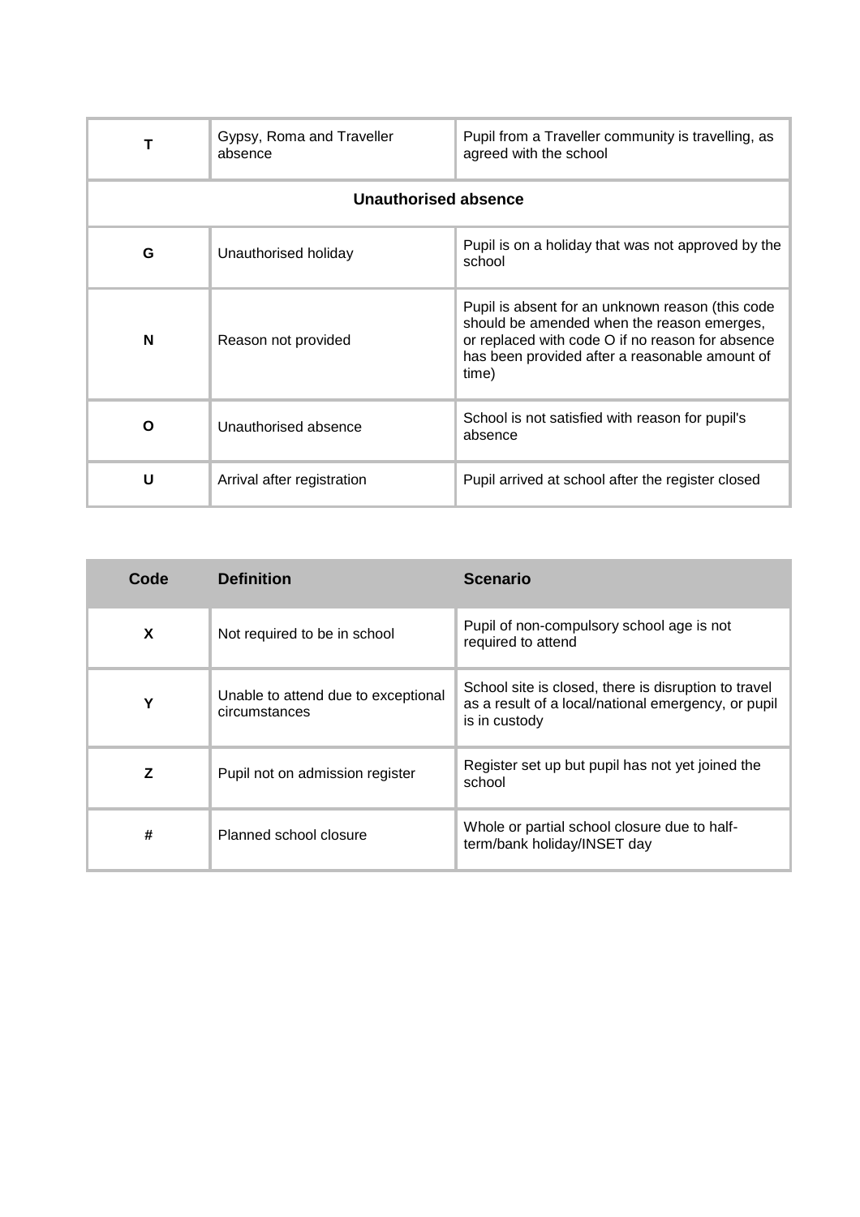| | | |
|---|---|---|
| **T** | Gypsy, Roma and Traveller absence | Pupil from a Traveller community is travelling, as agreed with the school |
| **Unauthorised absence** | | |
| **G** | Unauthorised holiday | Pupil is on a holiday that was not approved by the school |
| **N** | Reason not provided | Pupil is absent for an unknown reason (this code should be amended when the reason emerges, or replaced with code O if no reason for absence has been provided after a reasonable amount of time) |
| **O** | Unauthorised absence | School is not satisfied with reason for pupil's absence |
| **U** | Arrival after registration | Pupil arrived at school after the register closed |

| Code | Definition | Scenario |
|---|---|---|
| **X** | Not required to be in school | Pupil of non-compulsory school age is not required to attend |
| **Y** | Unable to attend due to exceptional circumstances | School site is closed, there is disruption to travel as a result of a local/national emergency, or pupil is in custody |
| **Z** | Pupil not on admission register | Register set up but pupil has not yet joined the school |
| **#** | Planned school closure | Whole or partial school closure due to half-term/bank holiday/INSET day |